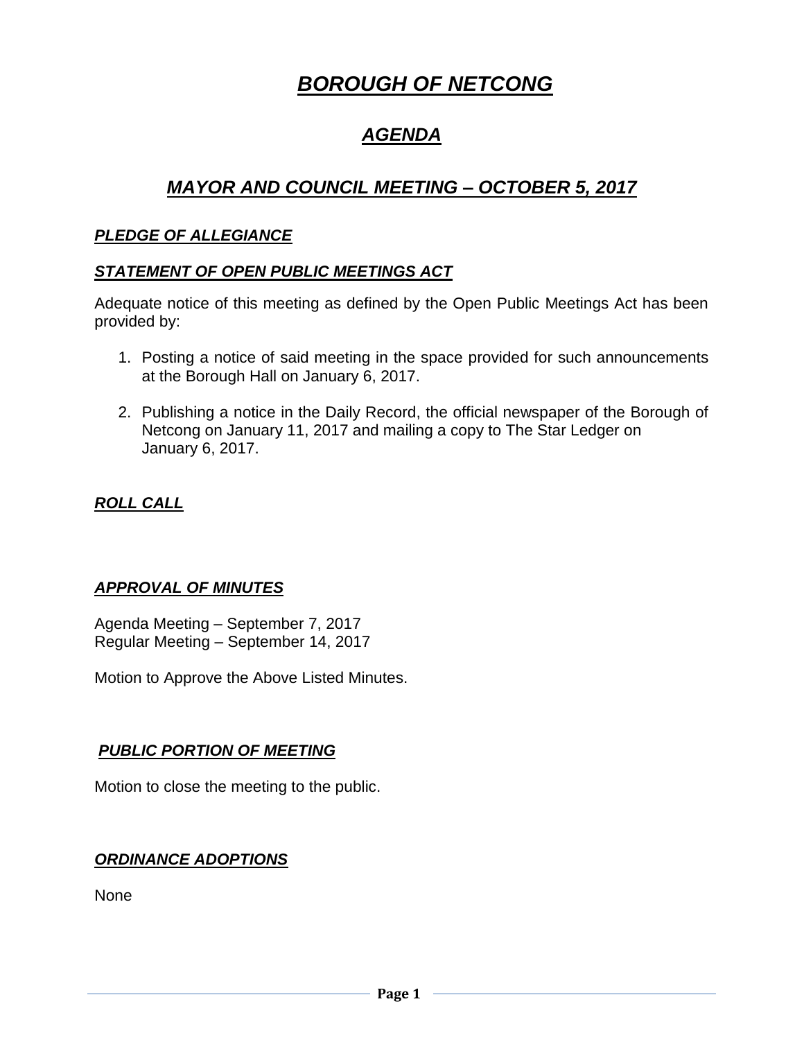# ***BOROUGH OF NETCONG***

## ***AGENDA***

## ***MAYOR AND COUNCIL MEETING – OCTOBER 5, 2017***

### ***PLEDGE OF ALLEGIANCE***

### ***STATEMENT OF OPEN PUBLIC MEETINGS ACT***

Adequate notice of this meeting as defined by the Open Public Meetings Act has been provided by:

1. Posting a notice of said meeting in the space provided for such announcements at the Borough Hall on January 6, 2017.

2. Publishing a notice in the Daily Record, the official newspaper of the Borough of Netcong on January 11, 2017 and mailing a copy to The Star Ledger on January 6, 2017.

### ***ROLL CALL***

### ***APPROVAL OF MINUTES***

Agenda Meeting – September 7, 2017
Regular Meeting – September 14, 2017

Motion to Approve the Above Listed Minutes.

### ***PUBLIC PORTION OF MEETING***

Motion to close the meeting to the public.

### ***ORDINANCE ADOPTIONS***

None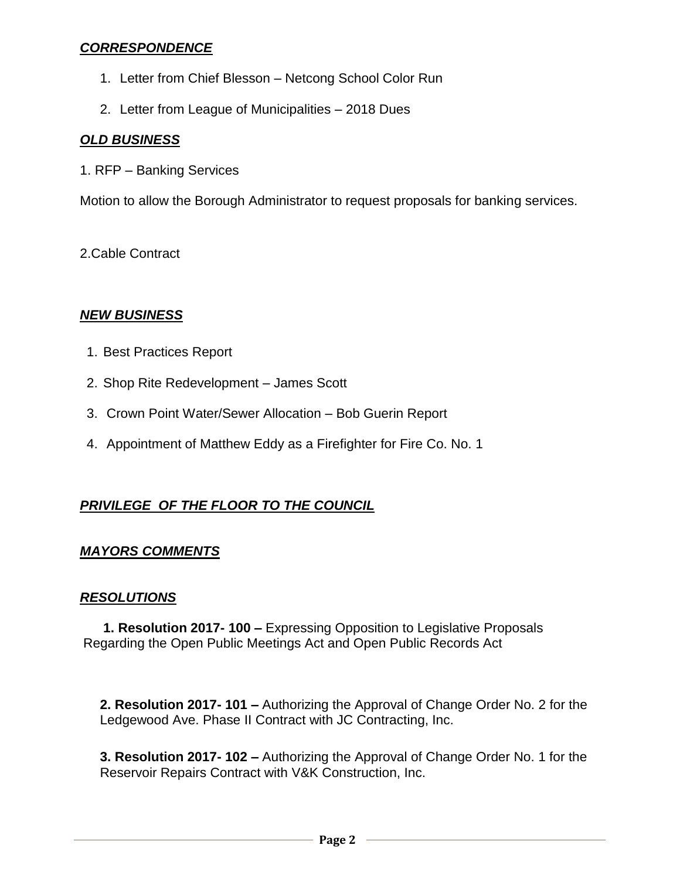## ***CORRESPONDENCE***

1. Letter from Chief Blesson – Netcong School Color Run
2. Letter from League of Municipalities – 2018 Dues

## ***OLD BUSINESS***

1. RFP – Banking Services

Motion to allow the Borough Administrator to request proposals for banking services.

2.Cable Contract

## ***NEW BUSINESS***

1. Best Practices Report
2. Shop Rite Redevelopment – James Scott
3. Crown Point Water/Sewer Allocation – Bob Guerin Report
4. Appointment of Matthew Eddy as a Firefighter for Fire Co. No. 1

## ***PRIVILEGE OF THE FLOOR TO THE COUNCIL***

## ***MAYORS COMMENTS***

## ***RESOLUTIONS***

**1. Resolution 2017- 100 –** Expressing Opposition to Legislative Proposals Regarding the Open Public Meetings Act and Open Public Records Act

**2. Resolution 2017- 101 –** Authorizing the Approval of Change Order No. 2 for the Ledgewood Ave. Phase II Contract with JC Contracting, Inc.

**3. Resolution 2017- 102 –** Authorizing the Approval of Change Order No. 1 for the Reservoir Repairs Contract with V&K Construction, Inc.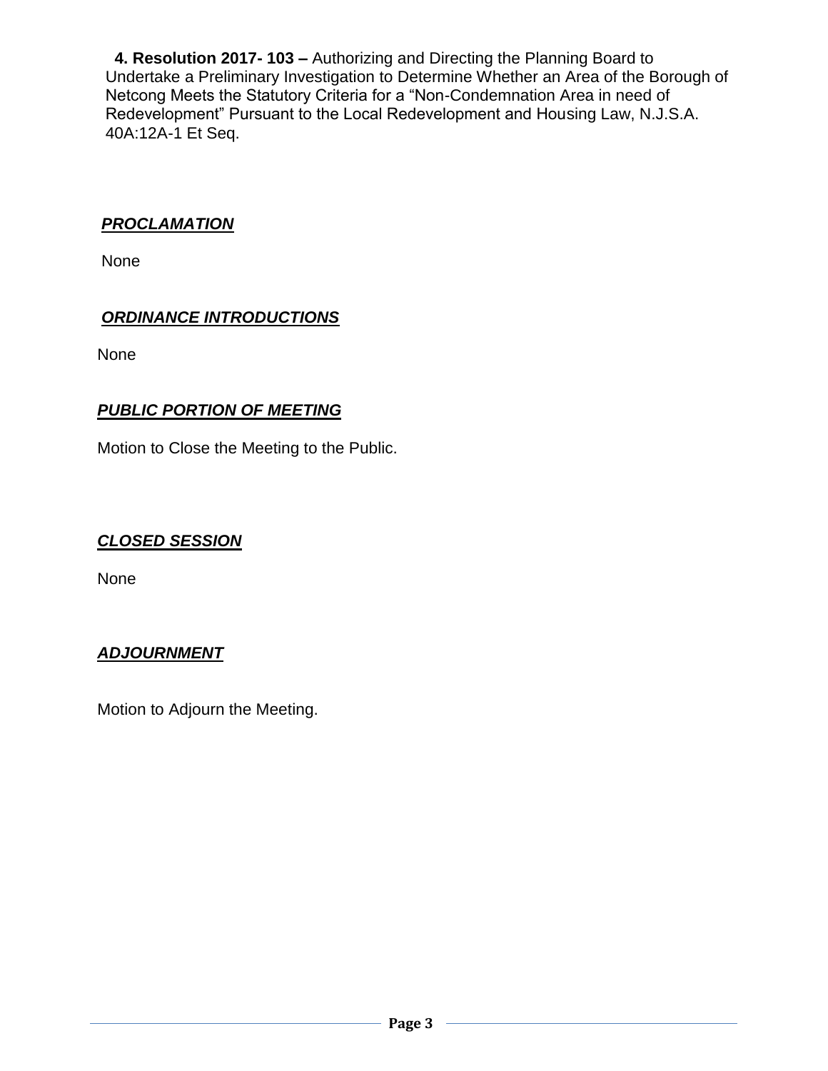**4. Resolution 2017- 103 –** Authorizing and Directing the Planning Board to Undertake a Preliminary Investigation to Determine Whether an Area of the Borough of Netcong Meets the Statutory Criteria for a "Non-Condemnation Area in need of Redevelopment" Pursuant to the Local Redevelopment and Housing Law, N.J.S.A. 40A:12A-1 Et Seq.

***PROCLAMATION***

None

***ORDINANCE INTRODUCTIONS***

None

***PUBLIC PORTION OF MEETING***

Motion to Close the Meeting to the Public.

***CLOSED SESSION***

None

***ADJOURNMENT***

Motion to Adjourn the Meeting.